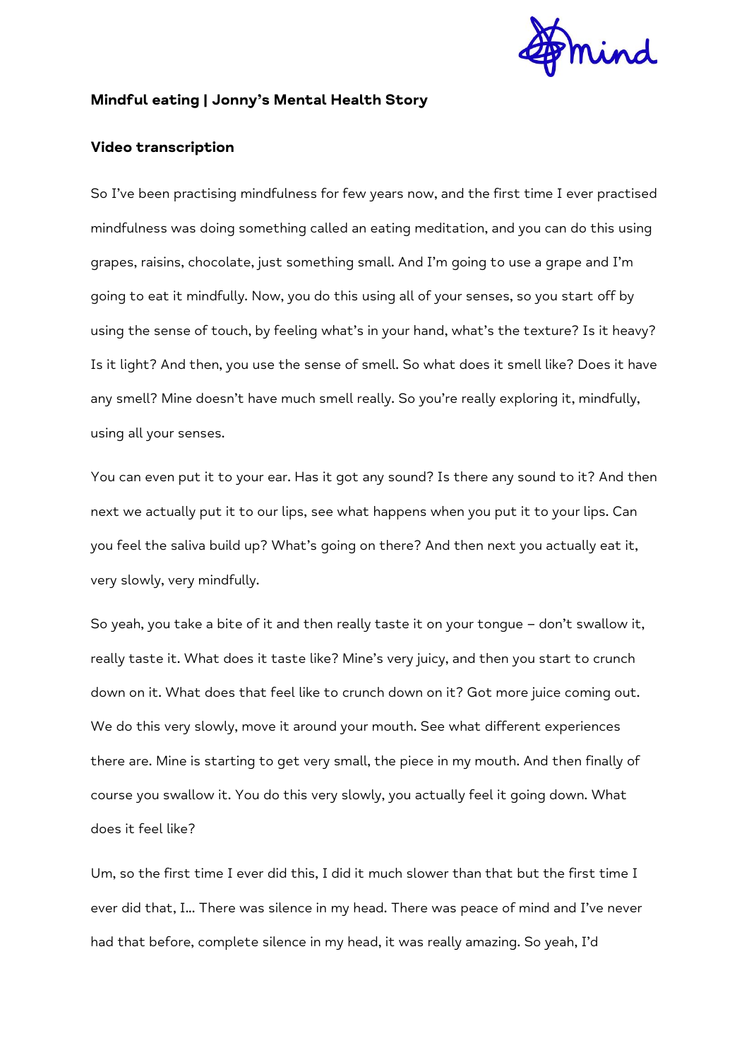**Mindful eating | Jonny's Mental Health Story**

**Video transcription**

So I've been practising mindfulness for few years now, and the first time I ever practised mindfulness was doing something called an eating meditation, and you can do this using grapes, raisins, chocolate, just something small. And I'm going to use a grape and I'm going to eat it mindfully. Now, you do this using all of your senses, so you start off by using the sense of touch, by feeling what's in your hand, what's the texture? Is it heavy? Is it light? And then, you use the sense of smell. So what does it smell like? Does it have any smell? Mine doesn't have much smell really. So you're really exploring it, mindfully, using all your senses.

You can even put it to your ear. Has it got any sound? Is there any sound to it? And then next we actually put it to our lips, see what happens when you put it to your lips. Can you feel the saliva build up? What's going on there? And then next you actually eat it, very slowly, very mindfully.

So yeah, you take a bite of it and then really taste it on your tongue – don't swallow it, really taste it. What does it taste like? Mine's very juicy, and then you start to crunch down on it. What does that feel like to crunch down on it? Got more juice coming out. We do this very slowly, move it around your mouth. See what different experiences there are. Mine is starting to get very small, the piece in my mouth. And then finally of course you swallow it. You do this very slowly, you actually feel it going down. What does it feel like?

Um, so the first time I ever did this, I did it much slower than that but the first time I ever did that, I... There was silence in my head. There was peace of mind and I've never had that before, complete silence in my head, it was really amazing. So yeah, I'd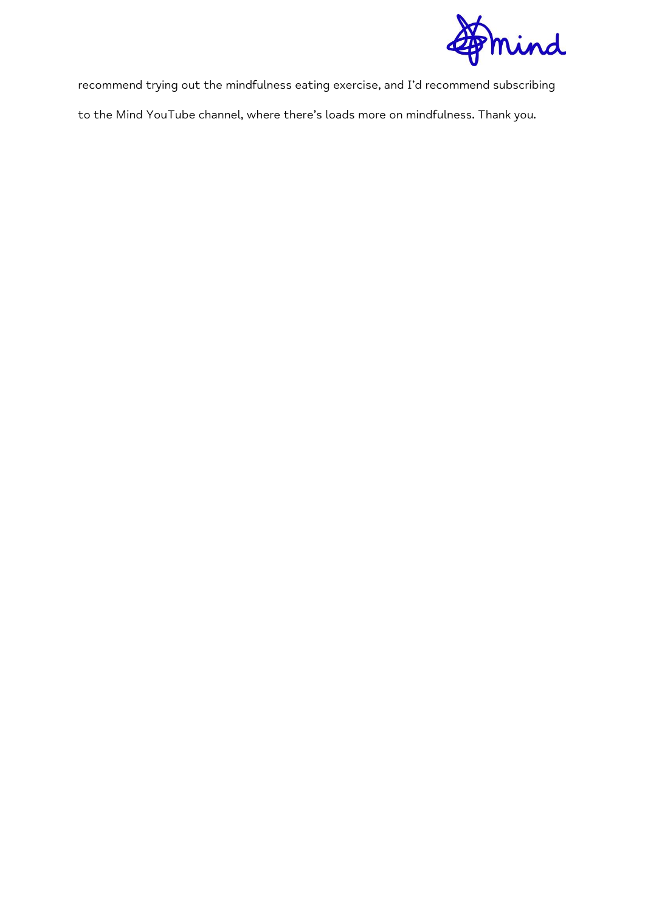recommend trying out the mindfulness eating exercise, and I'd recommend subscribing to the Mind YouTube channel, where there's loads more on mindfulness. Thank you.